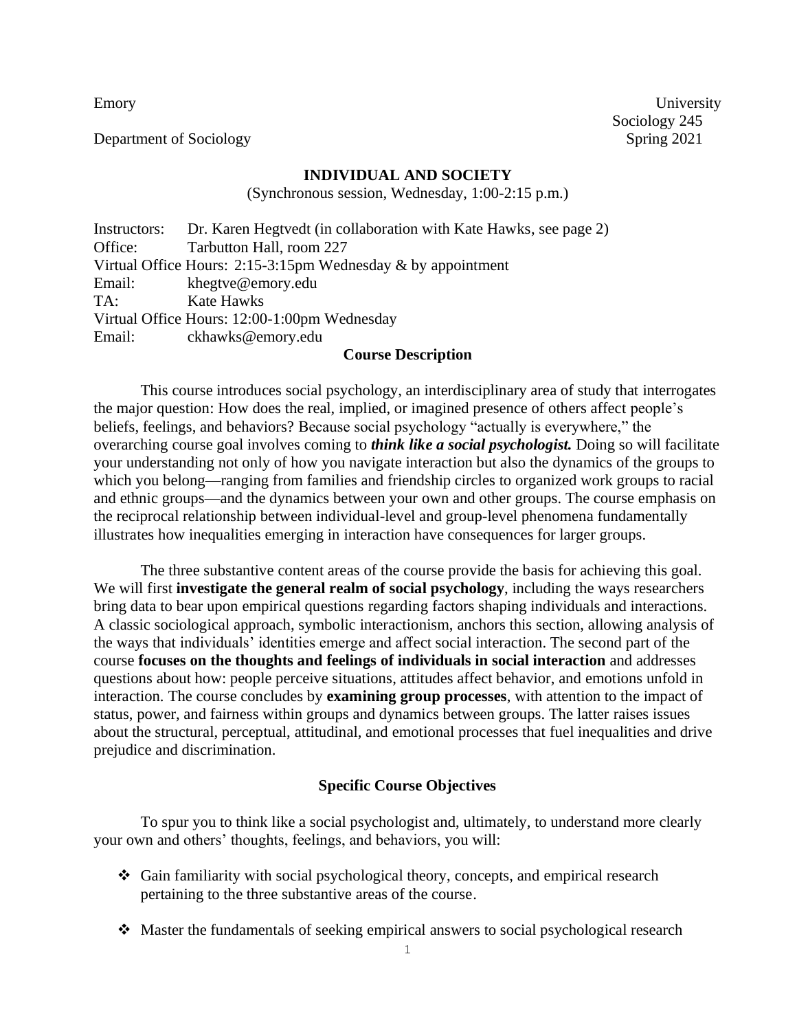Emory University
Sociology 245
Department of Sociology
Spring 2021

**INDIVIDUAL AND SOCIETY**

(Synchronous session, Wednesday, 1:00-2:15 p.m.)

Instructors: Dr. Karen Hegtvedt (in collaboration with Kate Hawks, see page 2)
Office: Tarbutton Hall, room 227
Virtual Office Hours: 2:15-3:15pm Wednesday & by appointment
Email: khegtve@emory.edu
TA: Kate Hawks
Virtual Office Hours: 12:00-1:00pm Wednesday
Email: ckhawks@emory.edu

## Course Description

This course introduces social psychology, an interdisciplinary area of study that interrogates the major question: How does the real, implied, or imagined presence of others affect people's beliefs, feelings, and behaviors? Because social psychology "actually is everywhere," the overarching course goal involves coming to ***think like a social psychologist.*** Doing so will facilitate your understanding not only of how you navigate interaction but also the dynamics of the groups to which you belong—ranging from families and friendship circles to organized work groups to racial and ethnic groups—and the dynamics between your own and other groups. The course emphasis on the reciprocal relationship between individual-level and group-level phenomena fundamentally illustrates how inequalities emerging in interaction have consequences for larger groups.

The three substantive content areas of the course provide the basis for achieving this goal. We will first **investigate the general realm of social psychology**, including the ways researchers bring data to bear upon empirical questions regarding factors shaping individuals and interactions. A classic sociological approach, symbolic interactionism, anchors this section, allowing analysis of the ways that individuals' identities emerge and affect social interaction. The second part of the course **focuses on the thoughts and feelings of individuals in social interaction** and addresses questions about how: people perceive situations, attitudes affect behavior, and emotions unfold in interaction. The course concludes by **examining group processes**, with attention to the impact of status, power, and fairness within groups and dynamics between groups. The latter raises issues about the structural, perceptual, attitudinal, and emotional processes that fuel inequalities and drive prejudice and discrimination.

## Specific Course Objectives

To spur you to think like a social psychologist and, ultimately, to understand more clearly your own and others' thoughts, feelings, and behaviors, you will:

- Gain familiarity with social psychological theory, concepts, and empirical research pertaining to the three substantive areas of the course.
- Master the fundamentals of seeking empirical answers to social psychological research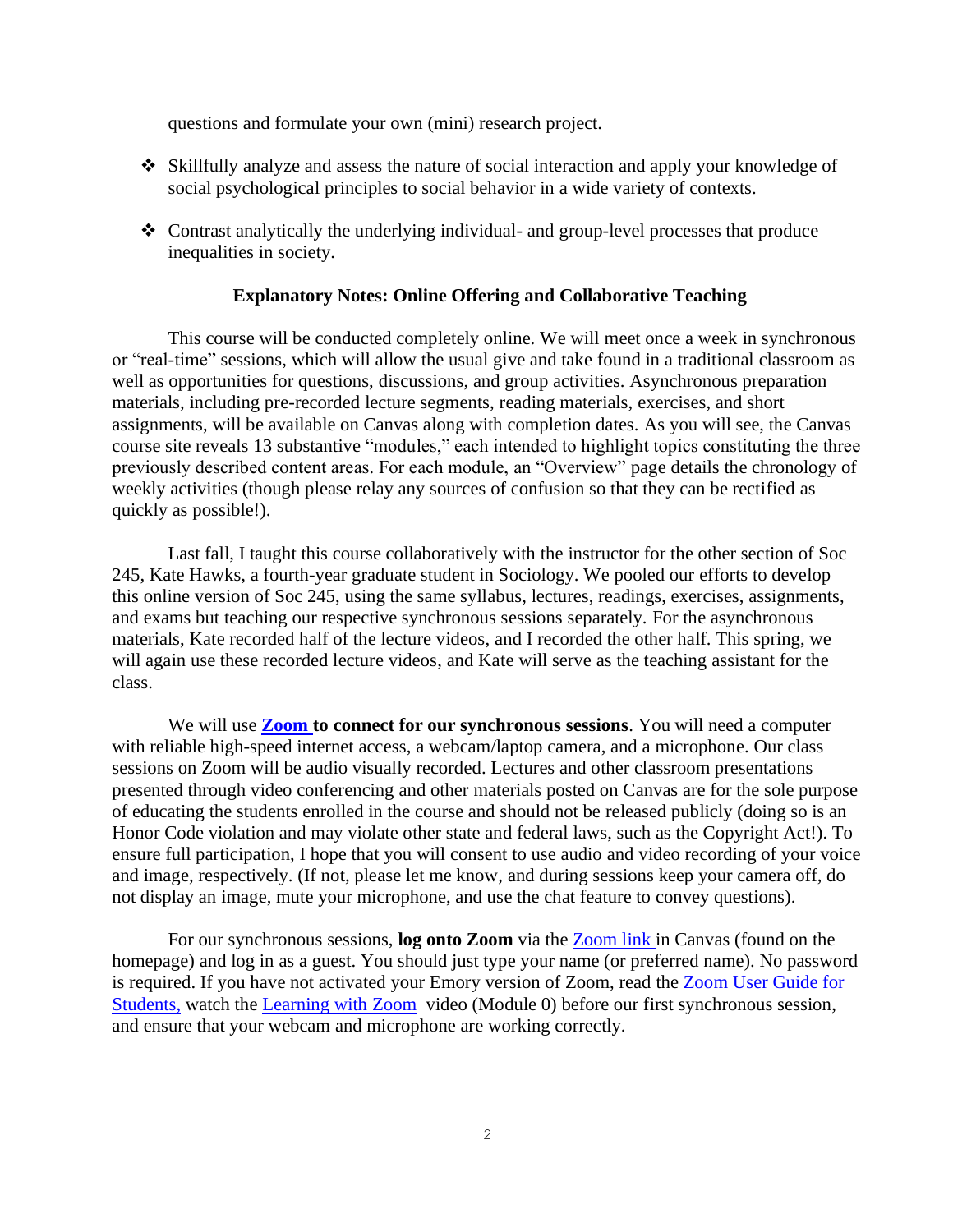questions and formulate your own (mini) research project.

- Skillfully analyze and assess the nature of social interaction and apply your knowledge of social psychological principles to social behavior in a wide variety of contexts.

- Contrast analytically the underlying individual- and group-level processes that produce inequalities in society.

### Explanatory Notes: Online Offering and Collaborative Teaching

This course will be conducted completely online. We will meet once a week in synchronous or "real-time" sessions, which will allow the usual give and take found in a traditional classroom as well as opportunities for questions, discussions, and group activities. Asynchronous preparation materials, including pre-recorded lecture segments, reading materials, exercises, and short assignments, will be available on Canvas along with completion dates. As you will see, the Canvas course site reveals 13 substantive "modules," each intended to highlight topics constituting the three previously described content areas. For each module, an "Overview" page details the chronology of weekly activities (though please relay any sources of confusion so that they can be rectified as quickly as possible!).

Last fall, I taught this course collaboratively with the instructor for the other section of Soc 245, Kate Hawks, a fourth-year graduate student in Sociology. We pooled our efforts to develop this online version of Soc 245, using the same syllabus, lectures, readings, exercises, assignments, and exams but teaching our respective synchronous sessions separately. For the asynchronous materials, Kate recorded half of the lecture videos, and I recorded the other half. This spring, we will again use these recorded lecture videos, and Kate will serve as the teaching assistant for the class.

We will use **Zoom to connect for our synchronous sessions**. You will need a computer with reliable high-speed internet access, a webcam/laptop camera, and a microphone. Our class sessions on Zoom will be audio visually recorded. Lectures and other classroom presentations presented through video conferencing and other materials posted on Canvas are for the sole purpose of educating the students enrolled in the course and should not be released publicly (doing so is an Honor Code violation and may violate other state and federal laws, such as the Copyright Act!). To ensure full participation, I hope that you will consent to use audio and video recording of your voice and image, respectively. (If not, please let me know, and during sessions keep your camera off, do not display an image, mute your microphone, and use the chat feature to convey questions).

For our synchronous sessions, **log onto Zoom** via the Zoom link in Canvas (found on the homepage) and log in as a guest. You should just type your name (or preferred name). No password is required. If you have not activated your Emory version of Zoom, read the Zoom User Guide for Students, watch the Learning with Zoom video (Module 0) before our first synchronous session, and ensure that your webcam and microphone are working correctly.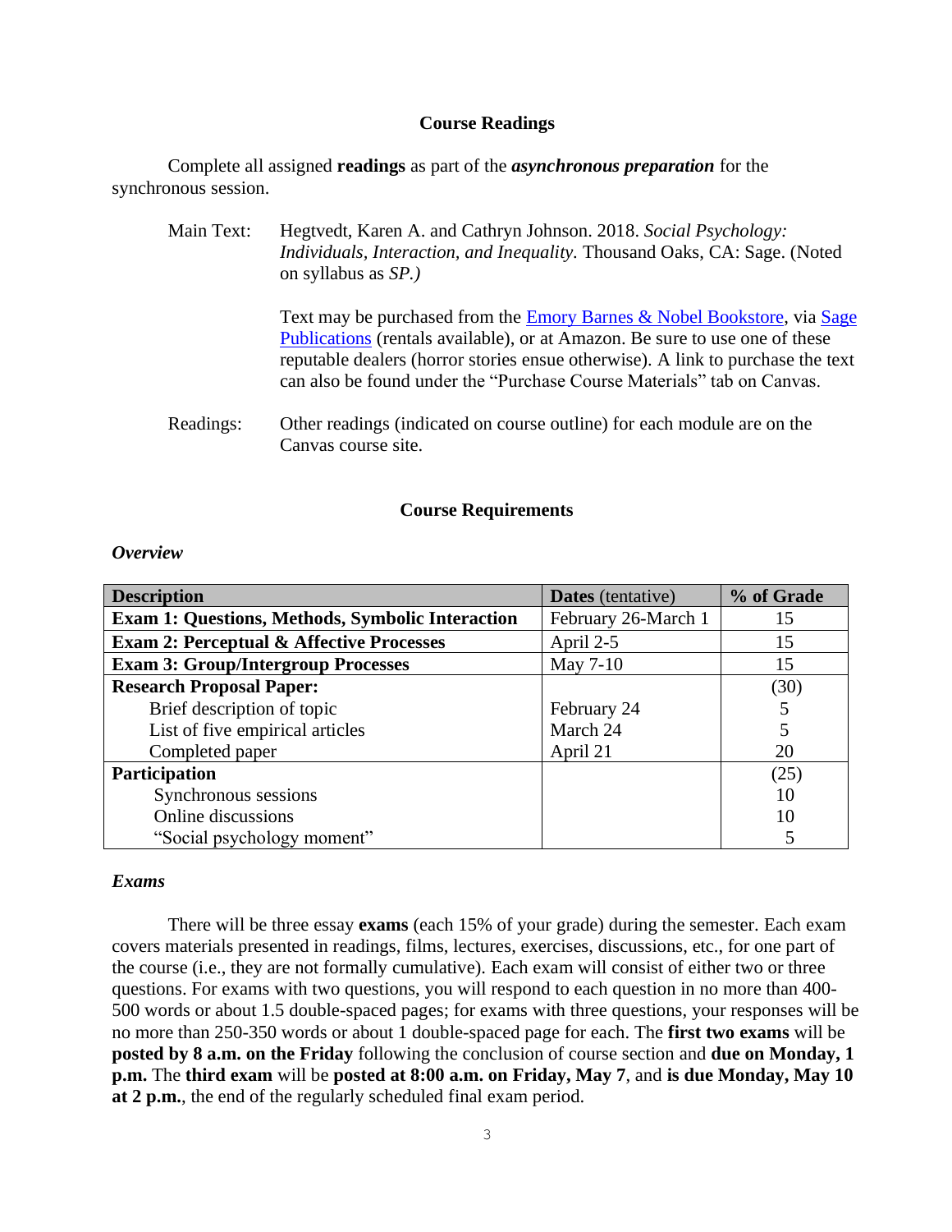## Course Readings

Complete all assigned **readings** as part of the ***asynchronous preparation*** for the synchronous session.

Main Text: Hegtvedt, Karen A. and Cathryn Johnson. 2018. *Social Psychology: Individuals, Interaction, and Inequality.* Thousand Oaks, CA: Sage. (Noted on syllabus as *SP.)*

Text may be purchased from the Emory Barnes & Nobel Bookstore, via Sage Publications (rentals available), or at Amazon. Be sure to use one of these reputable dealers (horror stories ensue otherwise). A link to purchase the text can also be found under the "Purchase Course Materials" tab on Canvas.

Readings: Other readings (indicated on course outline) for each module are on the Canvas course site.

## Course Requirements

### *Overview*

| **Description** | **Dates** (tentative) | **% of Grade** |
|---|---|---|
| **Exam 1: Questions, Methods, Symbolic Interaction** | February 26-March 1 | 15 |
| **Exam 2: Perceptual & Affective Processes** | April 2-5 | 15 |
| **Exam 3: Group/Intergroup Processes** | May 7-10 | 15 |
| **Research Proposal Paper:** | | (30) |
| Brief description of topic | February 24 | 5 |
| List of five empirical articles | March 24 | 5 |
| Completed paper | April 21 | 20 |
| **Participation** | | (25) |
| Synchronous sessions | | 10 |
| Online discussions | | 10 |
| "Social psychology moment" | | 5 |

### *Exams*

There will be three essay **exams** (each 15% of your grade) during the semester. Each exam covers materials presented in readings, films, lectures, exercises, discussions, etc., for one part of the course (i.e., they are not formally cumulative). Each exam will consist of either two or three questions. For exams with two questions, you will respond to each question in no more than 400-500 words or about 1.5 double-spaced pages; for exams with three questions, your responses will be no more than 250-350 words or about 1 double-spaced page for each. The **first two exams** will be **posted by 8 a.m. on the Friday** following the conclusion of course section and **due on Monday, 1 p.m.** The **third exam** will be **posted at 8:00 a.m. on Friday, May 7**, and **is due Monday, May 10 at 2 p.m.**, the end of the regularly scheduled final exam period.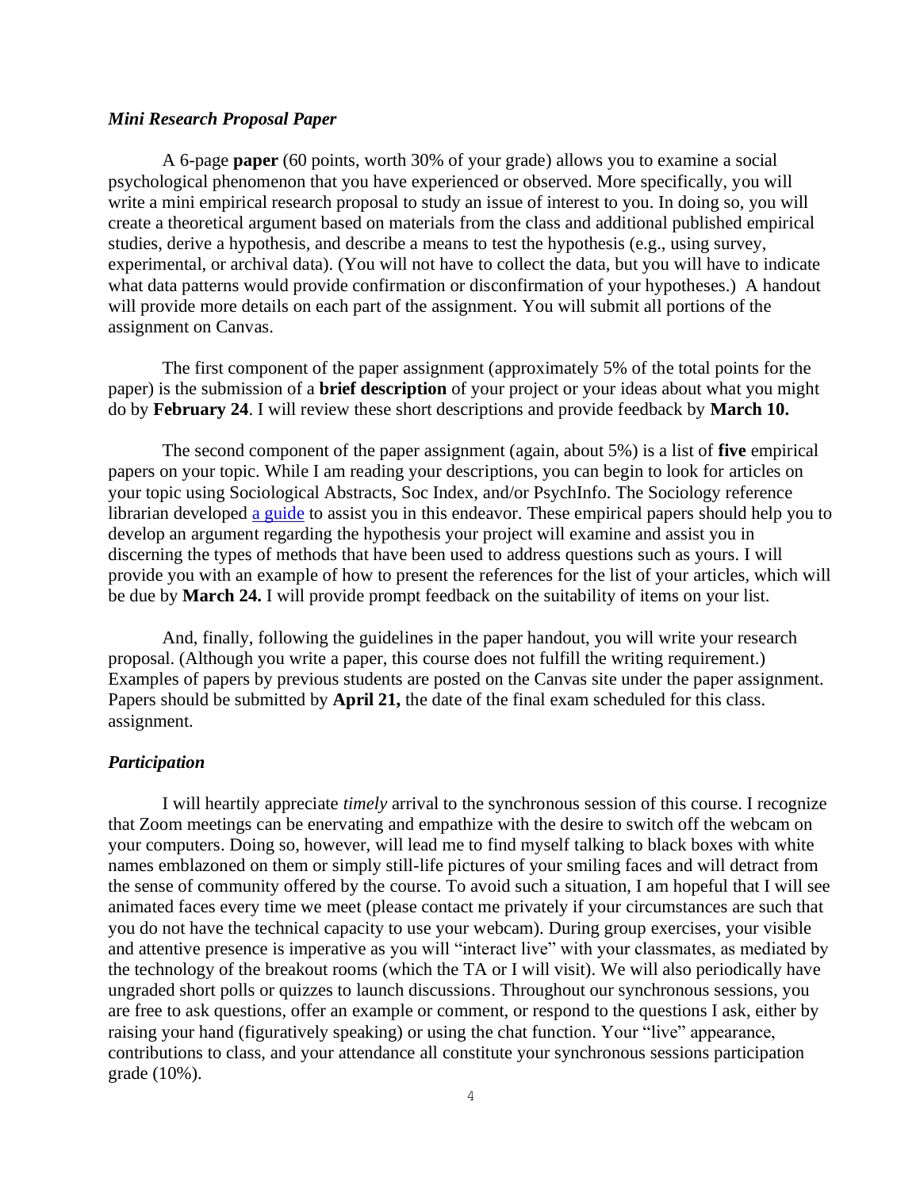### *Mini Research Proposal Paper*

A 6-page **paper** (60 points, worth 30% of your grade) allows you to examine a social psychological phenomenon that you have experienced or observed. More specifically, you will write a mini empirical research proposal to study an issue of interest to you. In doing so, you will create a theoretical argument based on materials from the class and additional published empirical studies, derive a hypothesis, and describe a means to test the hypothesis (e.g., using survey, experimental, or archival data). (You will not have to collect the data, but you will have to indicate what data patterns would provide confirmation or disconfirmation of your hypotheses.) A handout will provide more details on each part of the assignment. You will submit all portions of the assignment on Canvas.

The first component of the paper assignment (approximately 5% of the total points for the paper) is the submission of a **brief description** of your project or your ideas about what you might do by **February 24**. I will review these short descriptions and provide feedback by **March 10.**

The second component of the paper assignment (again, about 5%) is a list of **five** empirical papers on your topic. While I am reading your descriptions, you can begin to look for articles on your topic using Sociological Abstracts, Soc Index, and/or PsychInfo. The Sociology reference librarian developed a guide to assist you in this endeavor. These empirical papers should help you to develop an argument regarding the hypothesis your project will examine and assist you in discerning the types of methods that have been used to address questions such as yours. I will provide you with an example of how to present the references for the list of your articles, which will be due by **March 24.** I will provide prompt feedback on the suitability of items on your list.

And, finally, following the guidelines in the paper handout, you will write your research proposal. (Although you write a paper, this course does not fulfill the writing requirement.) Examples of papers by previous students are posted on the Canvas site under the paper assignment. Papers should be submitted by **April 21,** the date of the final exam scheduled for this class. assignment.

### *Participation*

I will heartily appreciate *timely* arrival to the synchronous session of this course. I recognize that Zoom meetings can be enervating and empathize with the desire to switch off the webcam on your computers. Doing so, however, will lead me to find myself talking to black boxes with white names emblazoned on them or simply still-life pictures of your smiling faces and will detract from the sense of community offered by the course. To avoid such a situation, I am hopeful that I will see animated faces every time we meet (please contact me privately if your circumstances are such that you do not have the technical capacity to use your webcam). During group exercises, your visible and attentive presence is imperative as you will "interact live" with your classmates, as mediated by the technology of the breakout rooms (which the TA or I will visit). We will also periodically have ungraded short polls or quizzes to launch discussions. Throughout our synchronous sessions, you are free to ask questions, offer an example or comment, or respond to the questions I ask, either by raising your hand (figuratively speaking) or using the chat function. Your "live" appearance, contributions to class, and your attendance all constitute your synchronous sessions participation grade (10%).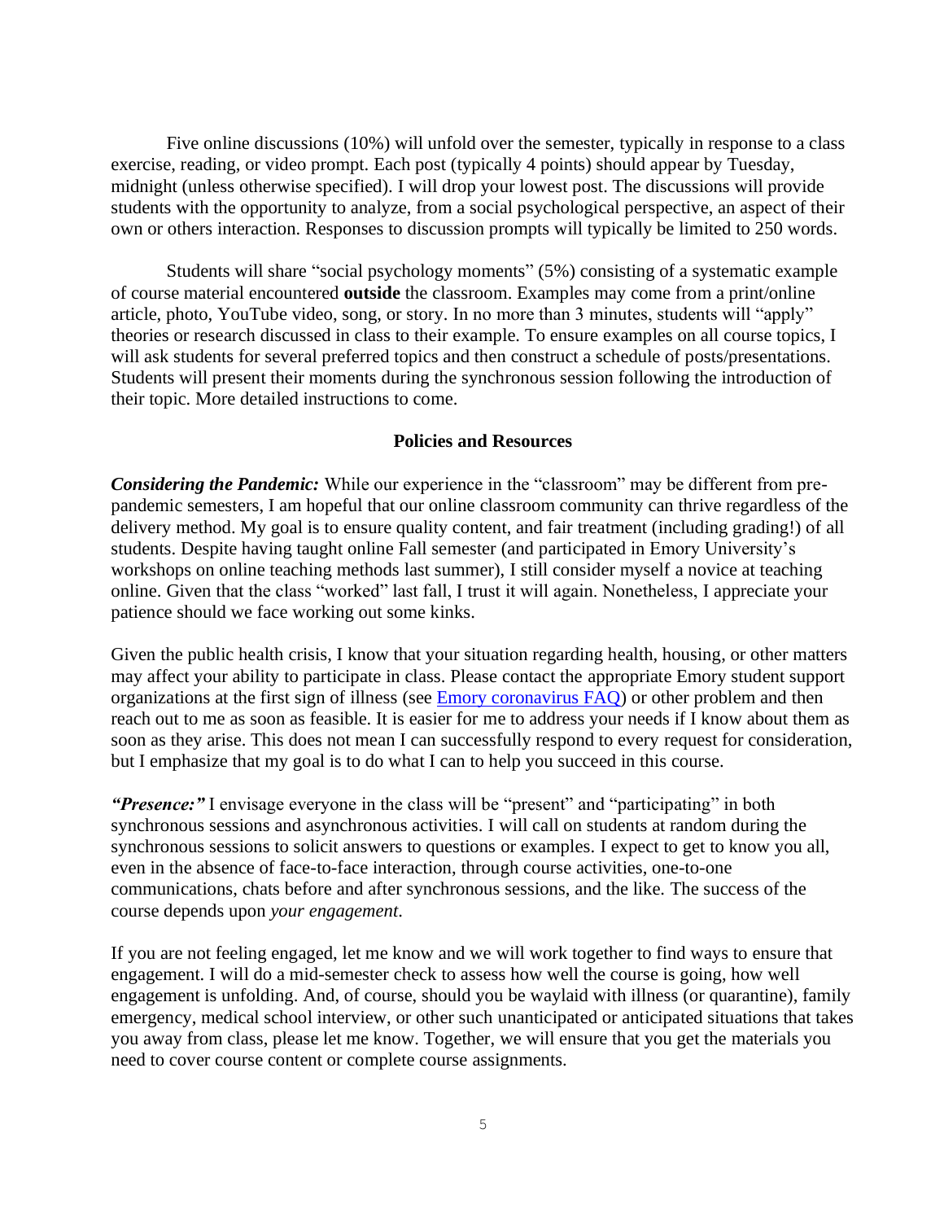Five online discussions (10%) will unfold over the semester, typically in response to a class exercise, reading, or video prompt. Each post (typically 4 points) should appear by Tuesday, midnight (unless otherwise specified). I will drop your lowest post. The discussions will provide students with the opportunity to analyze, from a social psychological perspective, an aspect of their own or others interaction. Responses to discussion prompts will typically be limited to 250 words.

Students will share "social psychology moments" (5%) consisting of a systematic example of course material encountered **outside** the classroom. Examples may come from a print/online article, photo, YouTube video, song, or story. In no more than 3 minutes, students will "apply" theories or research discussed in class to their example. To ensure examples on all course topics, I will ask students for several preferred topics and then construct a schedule of posts/presentations. Students will present their moments during the synchronous session following the introduction of their topic. More detailed instructions to come.

## Policies and Resources

***Considering the Pandemic:*** While our experience in the "classroom" may be different from pre-pandemic semesters, I am hopeful that our online classroom community can thrive regardless of the delivery method. My goal is to ensure quality content, and fair treatment (including grading!) of all students. Despite having taught online Fall semester (and participated in Emory University's workshops on online teaching methods last summer), I still consider myself a novice at teaching online. Given that the class "worked" last fall, I trust it will again. Nonetheless, I appreciate your patience should we face working out some kinks.

Given the public health crisis, I know that your situation regarding health, housing, or other matters may affect your ability to participate in class. Please contact the appropriate Emory student support organizations at the first sign of illness (see Emory coronavirus FAQ) or other problem and then reach out to me as soon as feasible. It is easier for me to address your needs if I know about them as soon as they arise. This does not mean I can successfully respond to every request for consideration, but I emphasize that my goal is to do what I can to help you succeed in this course.

***"Presence:"*** I envisage everyone in the class will be "present" and "participating" in both synchronous sessions and asynchronous activities. I will call on students at random during the synchronous sessions to solicit answers to questions or examples. I expect to get to know you all, even in the absence of face-to-face interaction, through course activities, one-to-one communications, chats before and after synchronous sessions, and the like. The success of the course depends upon *your engagement*.

If you are not feeling engaged, let me know and we will work together to find ways to ensure that engagement. I will do a mid-semester check to assess how well the course is going, how well engagement is unfolding. And, of course, should you be waylaid with illness (or quarantine), family emergency, medical school interview, or other such unanticipated or anticipated situations that takes you away from class, please let me know. Together, we will ensure that you get the materials you need to cover course content or complete course assignments.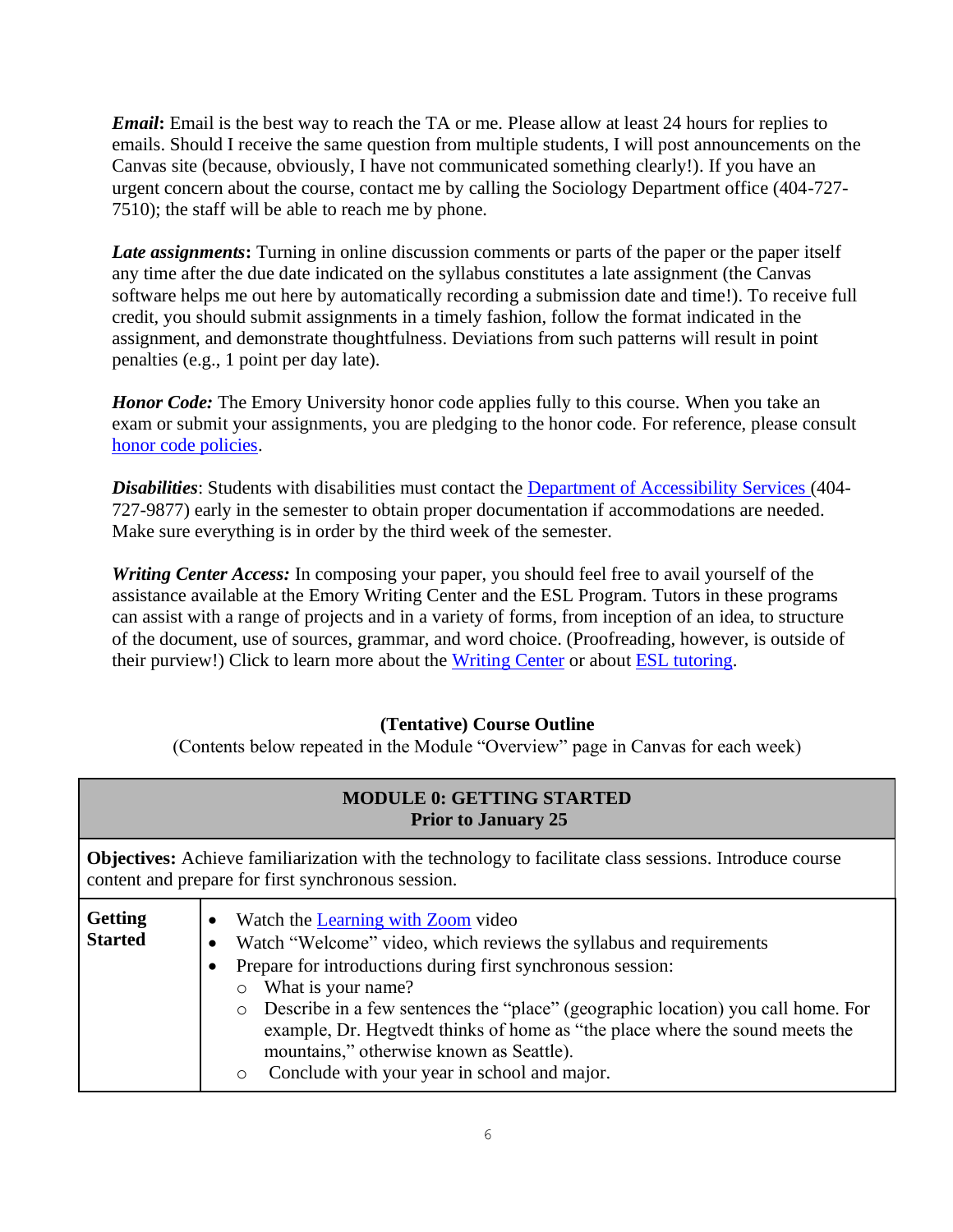***Email*:** Email is the best way to reach the TA or me. Please allow at least 24 hours for replies to emails. Should I receive the same question from multiple students, I will post announcements on the Canvas site (because, obviously, I have not communicated something clearly!). If you have an urgent concern about the course, contact me by calling the Sociology Department office (404-727-7510); the staff will be able to reach me by phone.

***Late assignments*:** Turning in online discussion comments or parts of the paper or the paper itself any time after the due date indicated on the syllabus constitutes a late assignment (the Canvas software helps me out here by automatically recording a submission date and time!). To receive full credit, you should submit assignments in a timely fashion, follow the format indicated in the assignment, and demonstrate thoughtfulness. Deviations from such patterns will result in point penalties (e.g., 1 point per day late).

***Honor Code:*** The Emory University honor code applies fully to this course. When you take an exam or submit your assignments, you are pledging to the honor code. For reference, please consult honor code policies.

***Disabilities***: Students with disabilities must contact the Department of Accessibility Services (404-727-9877) early in the semester to obtain proper documentation if accommodations are needed. Make sure everything is in order by the third week of the semester.

***Writing Center Access:*** In composing your paper, you should feel free to avail yourself of the assistance available at the Emory Writing Center and the ESL Program. Tutors in these programs can assist with a range of projects and in a variety of forms, from inception of an idea, to structure of the document, use of sources, grammar, and word choice. (Proofreading, however, is outside of their purview!) Click to learn more about the Writing Center or about ESL tutoring.

## (Tentative) Course Outline

(Contents below repeated in the Module "Overview" page in Canvas for each week)

| **MODULE 0: GETTING STARTED**<br>**Prior to January 25** | |
|---|---|
| **Objectives:** Achieve familiarization with the technology to facilitate class sessions. Introduce course content and prepare for first synchronous session. | |
| **Getting Started** | • Watch the Learning with Zoom video<br>• Watch "Welcome" video, which reviews the syllabus and requirements<br>• Prepare for introductions during first synchronous session:<br>&nbsp;&nbsp;&nbsp;&nbsp;○ What is your name?<br>&nbsp;&nbsp;&nbsp;&nbsp;○ Describe in a few sentences the "place" (geographic location) you call home. For example, Dr. Hegtvedt thinks of home as "the place where the sound meets the mountains," otherwise known as Seattle).<br>&nbsp;&nbsp;&nbsp;&nbsp;○ Conclude with your year in school and major. |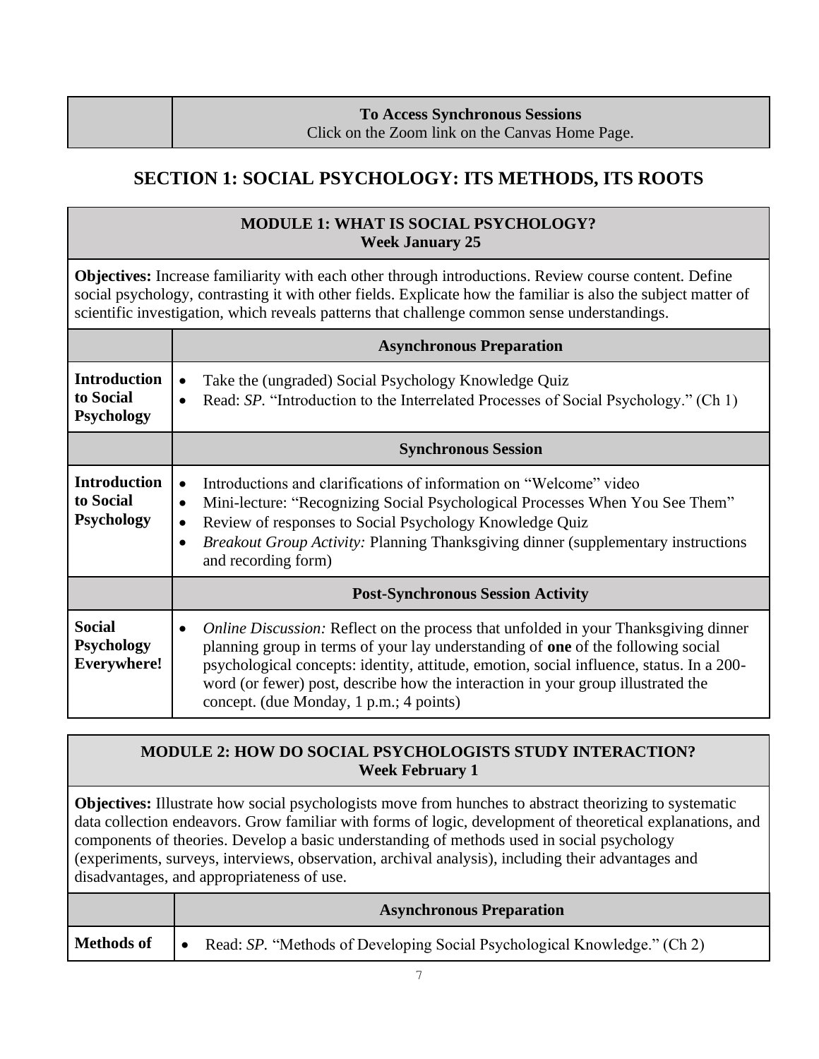| | **To Access Synchronous Sessions** Click on the Zoom link on the Canvas Home Page. |
|---|---|

## SECTION 1: SOCIAL PSYCHOLOGY: ITS METHODS, ITS ROOTS

| **MODULE 1: WHAT IS SOCIAL PSYCHOLOGY? Week January 25** | |
|---|---|
| **Objectives:** Increase familiarity with each other through introductions. Review course content. Define social psychology, contrasting it with other fields. Explicate how the familiar is also the subject matter of scientific investigation, which reveals patterns that challenge common sense understandings. | |
| | **Asynchronous Preparation** |
| **Introduction to Social Psychology** | • Take the (ungraded) Social Psychology Knowledge Quiz<br>• Read: *SP*. "Introduction to the Interrelated Processes of Social Psychology." (Ch 1) |
| | **Synchronous Session** |
| **Introduction to Social Psychology** | • Introductions and clarifications of information on "Welcome" video<br>• Mini-lecture: "Recognizing Social Psychological Processes When You See Them"<br>• Review of responses to Social Psychology Knowledge Quiz<br>• *Breakout Group Activity:* Planning Thanksgiving dinner (supplementary instructions and recording form) |
| | **Post-Synchronous Session Activity** |
| **Social Psychology Everywhere!** | • *Online Discussion:* Reflect on the process that unfolded in your Thanksgiving dinner planning group in terms of your lay understanding of **one** of the following social psychological concepts: identity, attitude, emotion, social influence, status. In a 200-word (or fewer) post, describe how the interaction in your group illustrated the concept. (due Monday, 1 p.m.; 4 points) |

| **MODULE 2: HOW DO SOCIAL PSYCHOLOGISTS STUDY INTERACTION? Week February 1** | |
|---|---|
| **Objectives:** Illustrate how social psychologists move from hunches to abstract theorizing to systematic data collection endeavors. Grow familiar with forms of logic, development of theoretical explanations, and components of theories. Develop a basic understanding of methods used in social psychology (experiments, surveys, interviews, observation, archival analysis), including their advantages and disadvantages, and appropriateness of use. | |
| | **Asynchronous Preparation** |
| **Methods of** | • Read: *SP*. "Methods of Developing Social Psychological Knowledge." (Ch 2) |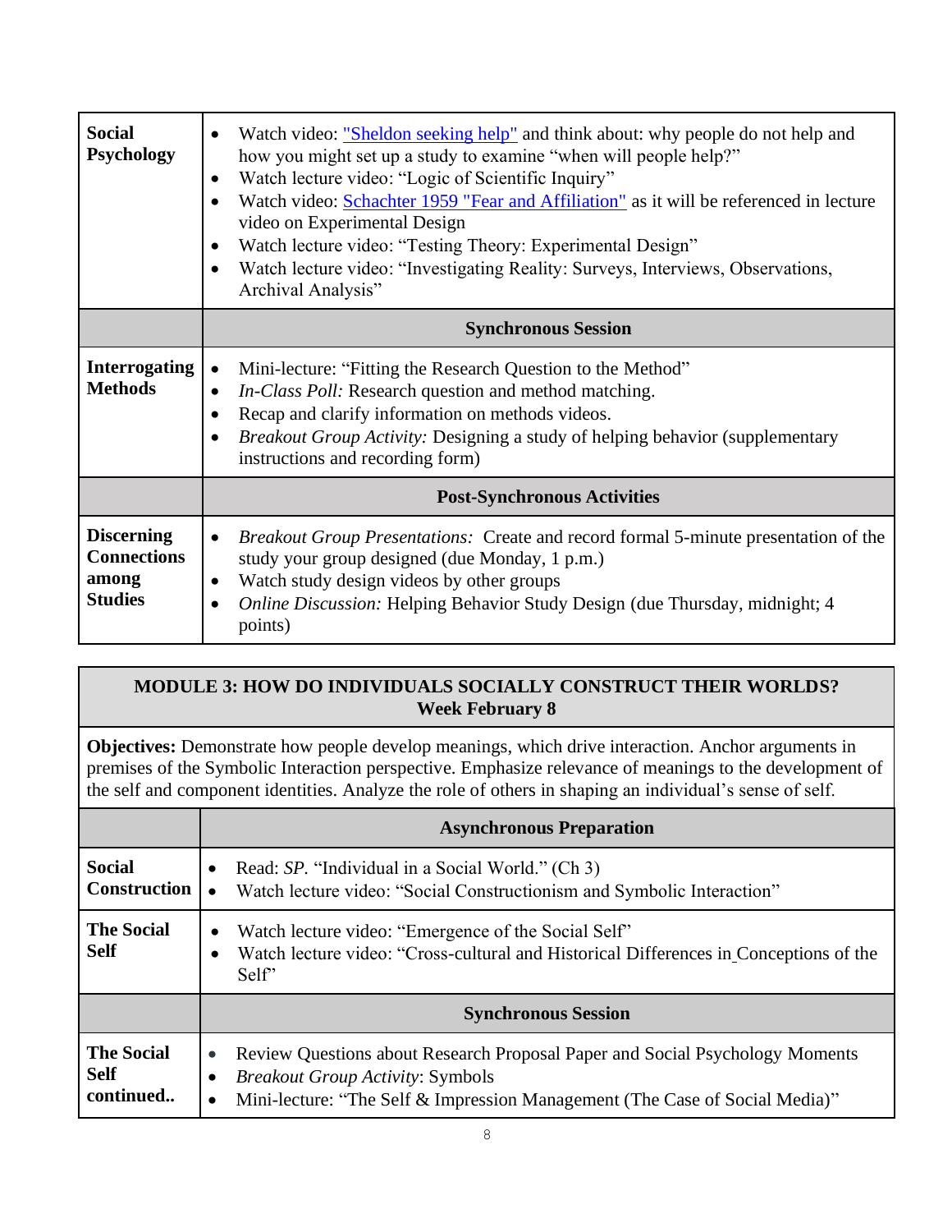| | |
|---|---|
| **Social Psychology** | • Watch video: "Sheldon seeking help" and think about: why people do not help and how you might set up a study to examine "when will people help?"<br>• Watch lecture video: "Logic of Scientific Inquiry"<br>• Watch video: Schachter 1959 "Fear and Affiliation" as it will be referenced in lecture video on Experimental Design<br>• Watch lecture video: "Testing Theory: Experimental Design"<br>• Watch lecture video: "Investigating Reality: Surveys, Interviews, Observations, Archival Analysis" |
| | **Synchronous Session** |
| **Interrogating Methods** | • Mini-lecture: "Fitting the Research Question to the Method"<br>• *In-Class Poll:* Research question and method matching.<br>• Recap and clarify information on methods videos.<br>• *Breakout Group Activity:* Designing a study of helping behavior (supplementary instructions and recording form) |
| | **Post-Synchronous Activities** |
| **Discerning Connections among Studies** | • *Breakout Group Presentations:* Create and record formal 5-minute presentation of the study your group designed (due Monday, 1 p.m.)<br>• Watch study design videos by other groups<br>• *Online Discussion:* Helping Behavior Study Design (due Thursday, midnight; 4 points) |

## MODULE 3: HOW DO INDIVIDUALS SOCIALLY CONSTRUCT THEIR WORLDS?
### Week February 8

**Objectives:** Demonstrate how people develop meanings, which drive interaction. Anchor arguments in premises of the Symbolic Interaction perspective. Emphasize relevance of meanings to the development of the self and component identities. Analyze the role of others in shaping an individual's sense of self.

| | **Asynchronous Preparation** |
|---|---|
| **Social Construction** | • Read: *SP*. "Individual in a Social World." (Ch 3)<br>• Watch lecture video: "Social Constructionism and Symbolic Interaction" |
| **The Social Self** | • Watch lecture video: "Emergence of the Social Self"<br>• Watch lecture video: "Cross-cultural and Historical Differences in Conceptions of the Self" |
| | **Synchronous Session** |
| **The Social Self continued..** | • Review Questions about Research Proposal Paper and Social Psychology Moments<br>• *Breakout Group Activity*: Symbols<br>• Mini-lecture: "The Self & Impression Management (The Case of Social Media)" |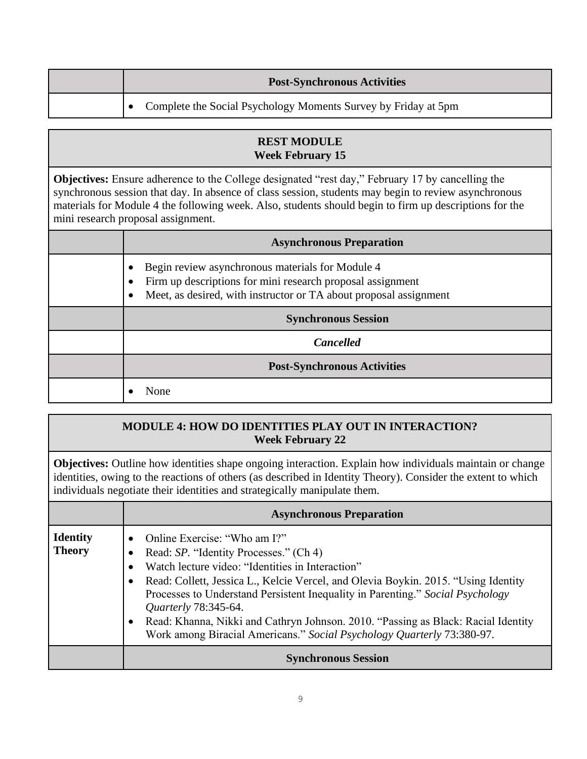| | Post-Synchronous Activities |
|---|---|
| | • Complete the Social Psychology Moments Survey by Friday at 5pm |

| REST MODULE<br>Week February 15 | |
|---|---|
| **Objectives:** Ensure adherence to the College designated "rest day," February 17 by cancelling the synchronous session that day. In absence of class session, students may begin to review asynchronous materials for Module 4 the following week. Also, students should begin to firm up descriptions for the mini research proposal assignment. | |
| | **Asynchronous Preparation** |
| | • Begin review asynchronous materials for Module 4<br>• Firm up descriptions for mini research proposal assignment<br>• Meet, as desired, with instructor or TA about proposal assignment |
| | **Synchronous Session** |
| | ***Cancelled*** |
| | **Post-Synchronous Activities** |
| | • None |

| MODULE 4: HOW DO IDENTITIES PLAY OUT IN INTERACTION?<br>Week February 22 | |
|---|---|
| **Objectives:** Outline how identities shape ongoing interaction. Explain how individuals maintain or change identities, owing to the reactions of others (as described in Identity Theory). Consider the extent to which individuals negotiate their identities and strategically manipulate them. | |
| | **Asynchronous Preparation** |
| **Identity Theory** | • Online Exercise: "Who am I?"<br>• Read: *SP*. "Identity Processes." (Ch 4)<br>• Watch lecture video: "Identities in Interaction"<br>• Read: Collett, Jessica L., Kelcie Vercel, and Olevia Boykin. 2015. "Using Identity Processes to Understand Persistent Inequality in Parenting." *Social Psychology Quarterly* 78:345-64.<br>• Read: Khanna, Nikki and Cathryn Johnson. 2010. "Passing as Black: Racial Identity Work among Biracial Americans." *Social Psychology Quarterly* 73:380-97. |
| | **Synchronous Session** |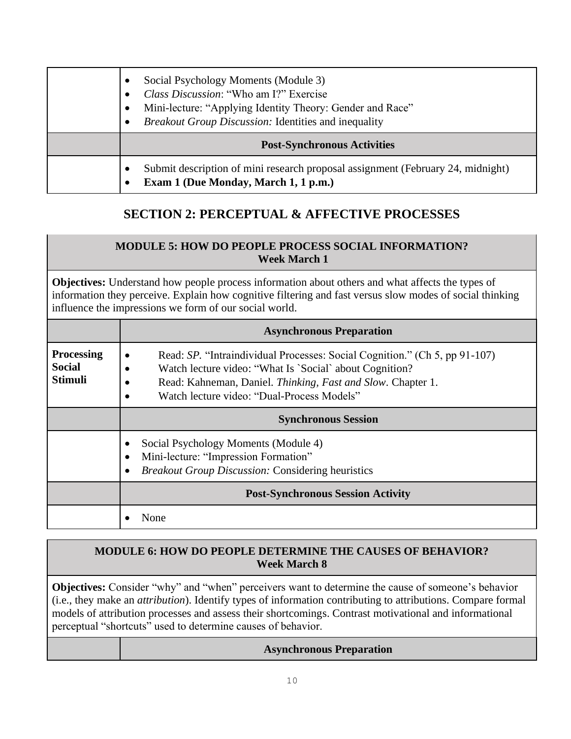| | |
|---|---|
| | • Social Psychology Moments (Module 3)<br>• *Class Discussion*: "Who am I?" Exercise<br>• Mini-lecture: "Applying Identity Theory: Gender and Race"<br>• *Breakout Group Discussion:* Identities and inequality |
| | **Post-Synchronous Activities** |
| | • Submit description of mini research proposal assignment (February 24, midnight)<br>• **Exam 1 (Due Monday, March 1, 1 p.m.)** |

## SECTION 2: PERCEPTUAL & AFFECTIVE PROCESSES

| **MODULE 5: HOW DO PEOPLE PROCESS SOCIAL INFORMATION?**<br>**Week March 1** | |
|---|---|
| **Objectives:** Understand how people process information about others and what affects the types of information they perceive. Explain how cognitive filtering and fast versus slow modes of social thinking influence the impressions we form of our social world. | |
| | **Asynchronous Preparation** |
| **Processing Social Stimuli** | • Read: *SP.* "Intraindividual Processes: Social Cognition." (Ch 5, pp 91-107)<br>• Watch lecture video: "What Is `Social` about Cognition?<br>• Read: Kahneman, Daniel. *Thinking, Fast and Slow*. Chapter 1.<br>• Watch lecture video: "Dual-Process Models" |
| | **Synchronous Session** |
| | • Social Psychology Moments (Module 4)<br>• Mini-lecture: "Impression Formation"<br>• *Breakout Group Discussion:* Considering heuristics |
| | **Post-Synchronous Session Activity** |
| | • None |

| **MODULE 6: HOW DO PEOPLE DETERMINE THE CAUSES OF BEHAVIOR?**<br>**Week March 8** | |
|---|---|
| **Objectives:** Consider "why" and "when" perceivers want to determine the cause of someone's behavior (i.e., they make an *attribution*). Identify types of information contributing to attributions. Compare formal models of attribution processes and assess their shortcomings. Contrast motivational and informational perceptual "shortcuts" used to determine causes of behavior. | |
| | **Asynchronous Preparation** |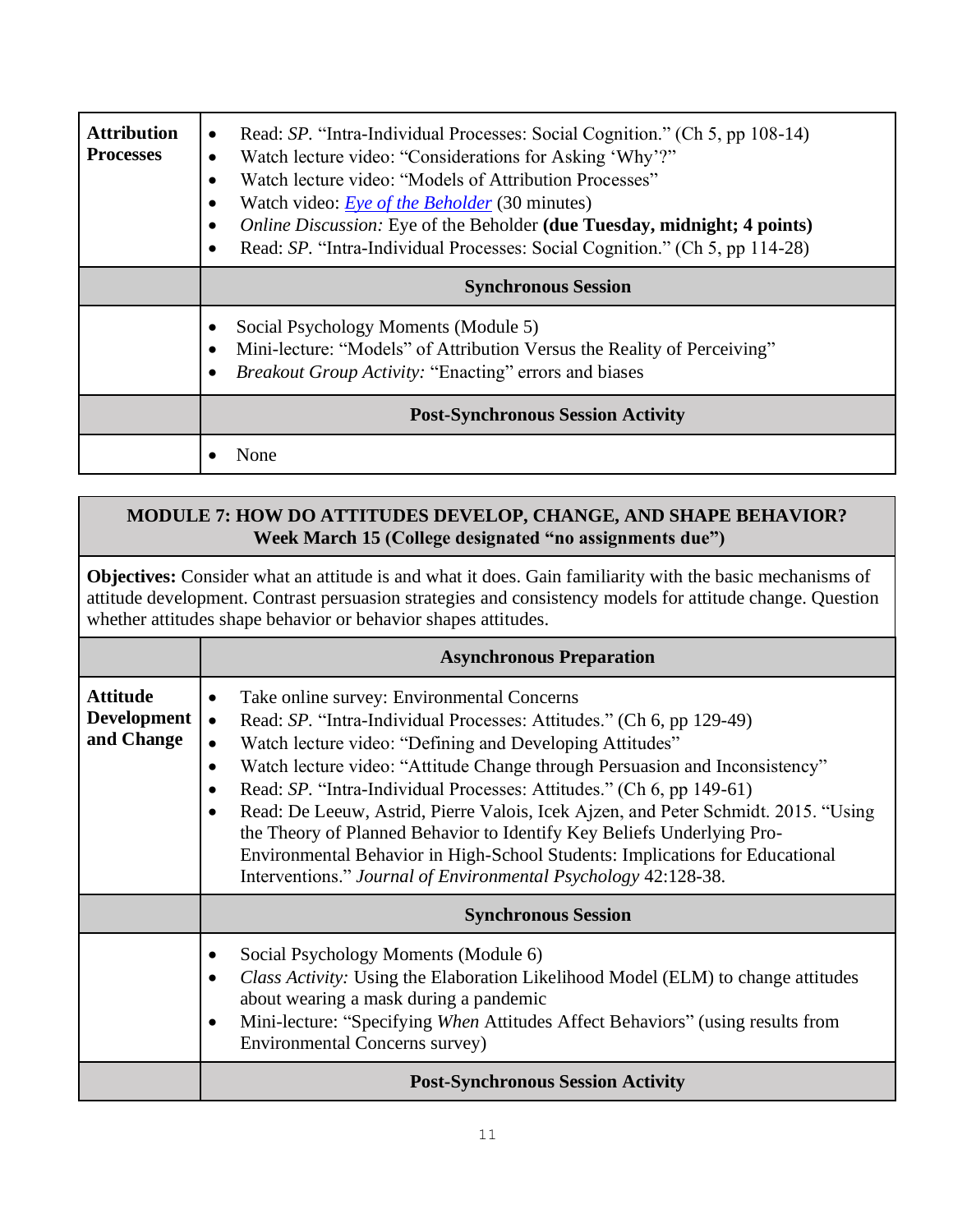| Attribution Processes | • Read: *SP.* "Intra-Individual Processes: Social Cognition." (Ch 5, pp 108-14)<br>• Watch lecture video: "Considerations for Asking 'Why'?"<br>• Watch lecture video: "Models of Attribution Processes"<br>• Watch video: [*Eye of the Beholder*]() (30 minutes)<br>• *Online Discussion:* Eye of the Beholder **(due Tuesday, midnight; 4 points)**<br>• Read: *SP.* "Intra-Individual Processes: Social Cognition." (Ch 5, pp 114-28) |
|---|---|
| | **Synchronous Session** |
| | • Social Psychology Moments (Module 5)<br>• Mini-lecture: "'Models' of Attribution Versus the Reality of Perceiving"<br>• *Breakout Group Activity:* "Enacting" errors and biases |
| | **Post-Synchronous Session Activity** |
| | • None |

**MODULE 7: HOW DO ATTITUDES DEVELOP, CHANGE, AND SHAPE BEHAVIOR?**
**Week March 15 (College designated "no assignments due")**

**Objectives:** Consider what an attitude is and what it does. Gain familiarity with the basic mechanisms of attitude development. Contrast persuasion strategies and consistency models for attitude change. Question whether attitudes shape behavior or behavior shapes attitudes.

| | **Asynchronous Preparation** |
|---|---|
| Attitude Development and Change | • Take online survey: Environmental Concerns<br>• Read: *SP.* "Intra-Individual Processes: Attitudes." (Ch 6, pp 129-49)<br>• Watch lecture video: "Defining and Developing Attitudes"<br>• Watch lecture video: "Attitude Change through Persuasion and Inconsistency"<br>• Read: *SP.* "Intra-Individual Processes: Attitudes." (Ch 6, pp 149-61)<br>• Read: De Leeuw, Astrid, Pierre Valois, Icek Ajzen, and Peter Schmidt. 2015. "Using the Theory of Planned Behavior to Identify Key Beliefs Underlying Pro-Environmental Behavior in High-School Students: Implications for Educational Interventions." *Journal of Environmental Psychology* 42:128-38. |
| | **Synchronous Session** |
| | • Social Psychology Moments (Module 6)<br>• *Class Activity:* Using the Elaboration Likelihood Model (ELM) to change attitudes about wearing a mask during a pandemic<br>• Mini-lecture: "Specifying *When* Attitudes Affect Behaviors" (using results from Environmental Concerns survey) |
| | **Post-Synchronous Session Activity** |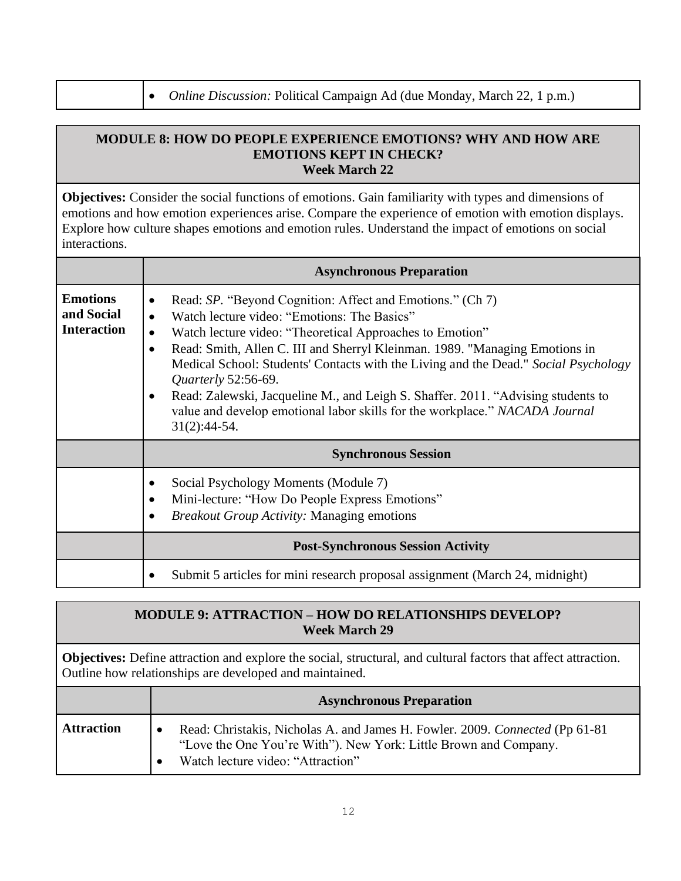| | |
|---|---|
| | • *Online Discussion:* Political Campaign Ad (due Monday, March 22, 1 p.m.) |

## MODULE 8: HOW DO PEOPLE EXPERIENCE EMOTIONS? WHY AND HOW ARE EMOTIONS KEPT IN CHECK?
**Week March 22**

**Objectives:** Consider the social functions of emotions. Gain familiarity with types and dimensions of emotions and how emotion experiences arise. Compare the experience of emotion with emotion displays. Explore how culture shapes emotions and emotion rules. Understand the impact of emotions on social interactions.

| | **Asynchronous Preparation** |
|---|---|
| **Emotions and Social Interaction** | • Read: *SP*. "Beyond Cognition: Affect and Emotions." (Ch 7)<br>• Watch lecture video: "Emotions: The Basics"<br>• Watch lecture video: "Theoretical Approaches to Emotion"<br>• Read: Smith, Allen C. III and Sherryl Kleinman. 1989. "Managing Emotions in Medical School: Students' Contacts with the Living and the Dead." *Social Psychology Quarterly* 52:56-69.<br>• Read: Zalewski, Jacqueline M., and Leigh S. Shaffer. 2011. "Advising students to value and develop emotional labor skills for the workplace." *NACADA Journal* 31(2):44-54. |
| | **Synchronous Session** |
| | • Social Psychology Moments (Module 7)<br>• Mini-lecture: "How Do People Express Emotions"<br>• *Breakout Group Activity:* Managing emotions |
| | **Post-Synchronous Session Activity** |
| | • Submit 5 articles for mini research proposal assignment (March 24, midnight) |

## MODULE 9: ATTRACTION – HOW DO RELATIONSHIPS DEVELOP?
**Week March 29**

**Objectives:** Define attraction and explore the social, structural, and cultural factors that affect attraction. Outline how relationships are developed and maintained.

| | **Asynchronous Preparation** |
|---|---|
| **Attraction** | • Read: Christakis, Nicholas A. and James H. Fowler. 2009. *Connected* (Pp 61-81 "Love the One You're With"). New York: Little Brown and Company.<br>• Watch lecture video: "Attraction" |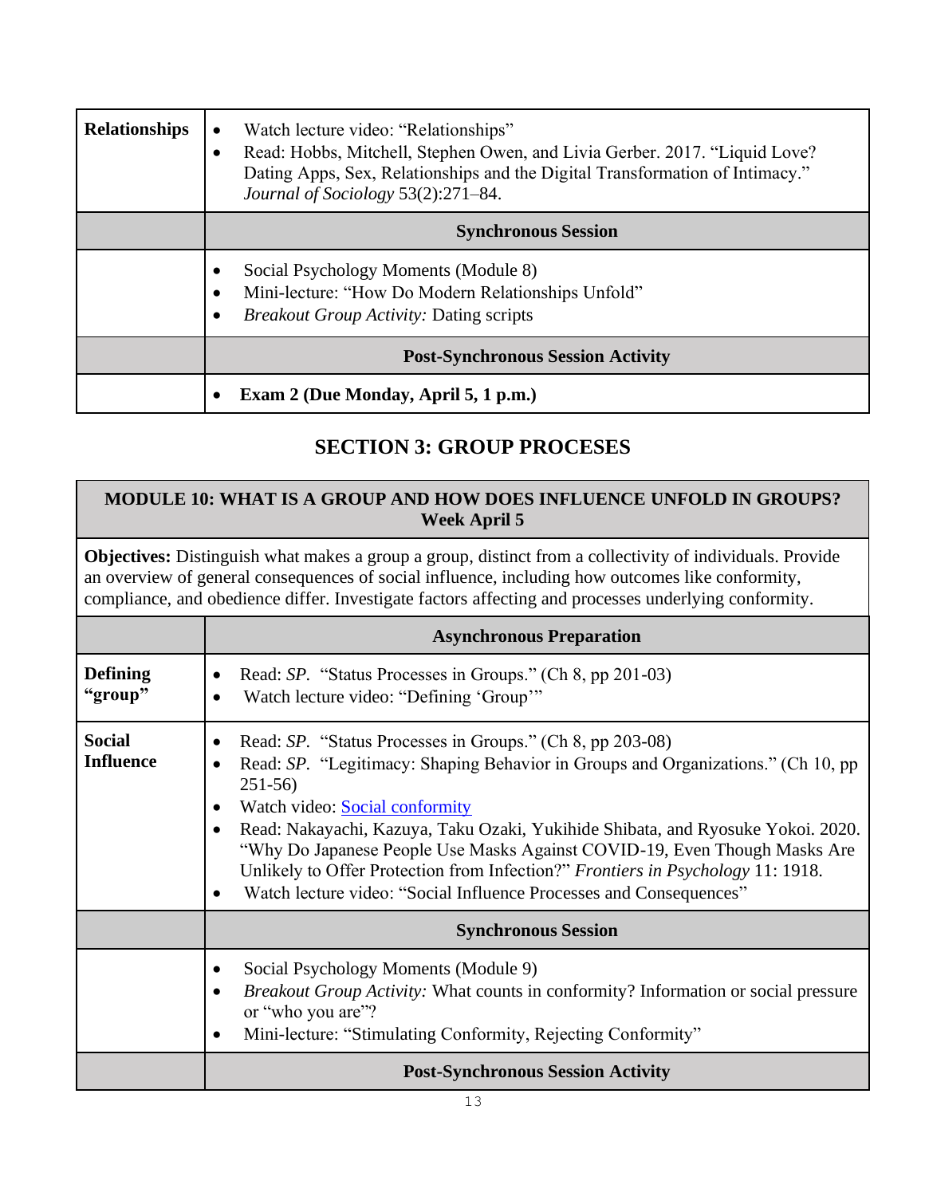| Relationships | • Watch lecture video: "Relationships"<br>• Read: Hobbs, Mitchell, Stephen Owen, and Livia Gerber. 2017. "Liquid Love? Dating Apps, Sex, Relationships and the Digital Transformation of Intimacy." *Journal of Sociology* 53(2):271–84. |
|---|---|
| | **Synchronous Session** |
| | • Social Psychology Moments (Module 8)<br>• Mini-lecture: "How Do Modern Relationships Unfold"<br>• *Breakout Group Activity:* Dating scripts |
| | **Post-Synchronous Session Activity** |
| | • **Exam 2 (Due Monday, April 5, 1 p.m.)** |

## SECTION 3: GROUP PROCESES

| MODULE 10: WHAT IS A GROUP AND HOW DOES INFLUENCE UNFOLD IN GROUPS? Week April 5 | |
|---|---|
| **Objectives:** Distinguish what makes a group a group, distinct from a collectivity of individuals. Provide an overview of general consequences of social influence, including how outcomes like conformity, compliance, and obedience differ. Investigate factors affecting and processes underlying conformity. | |
| | **Asynchronous Preparation** |
| **Defining "group"** | • Read: *SP*. "Status Processes in Groups." (Ch 8, pp 201-03)<br>• Watch lecture video: "Defining 'Group'" |
| **Social Influence** | • Read: *SP*. "Status Processes in Groups." (Ch 8, pp 203-08)<br>• Read: *SP*. "Legitimacy: Shaping Behavior in Groups and Organizations." (Ch 10, pp 251-56)<br>• Watch video: Social conformity<br>• Read: Nakayachi, Kazuya, Taku Ozaki, Yukihide Shibata, and Ryosuke Yokoi. 2020. "Why Do Japanese People Use Masks Against COVID-19, Even Though Masks Are Unlikely to Offer Protection from Infection?" *Frontiers in Psychology* 11: 1918.<br>• Watch lecture video: "Social Influence Processes and Consequences" |
| | **Synchronous Session** |
| | • Social Psychology Moments (Module 9)<br>• *Breakout Group Activity:* What counts in conformity? Information or social pressure or "who you are"?<br>• Mini-lecture: "Stimulating Conformity, Rejecting Conformity" |
| | **Post-Synchronous Session Activity** |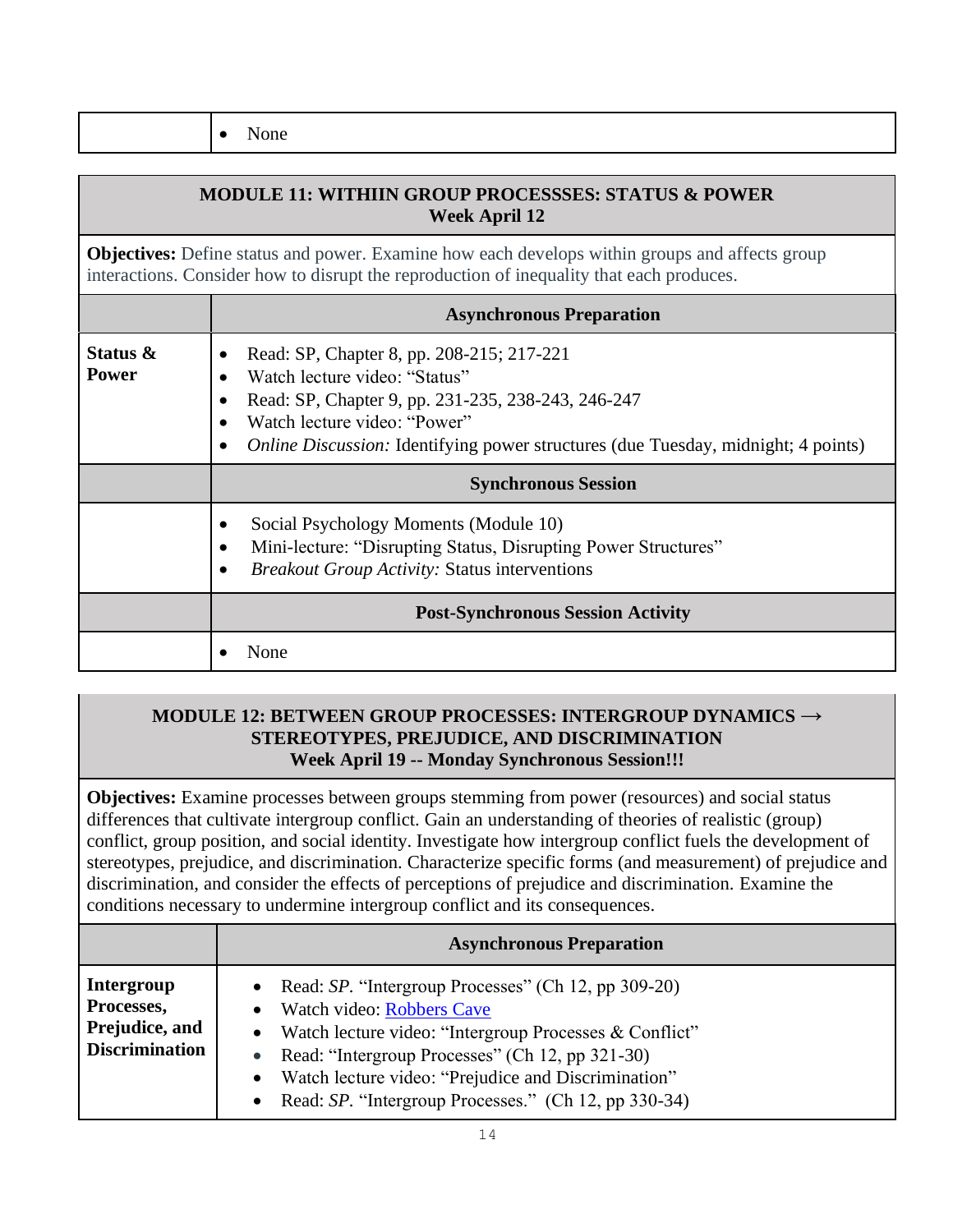| | • None |
|---|---|

## MODULE 11: WITHIIN GROUP PROCESSSES: STATUS & POWER
**Week April 12**

**Objectives:** Define status and power. Examine how each develops within groups and affects group interactions. Consider how to disrupt the reproduction of inequality that each produces.

| | **Asynchronous Preparation** |
|---|---|
| **Status & Power** | • Read: SP, Chapter 8, pp. 208-215; 217-221<br>• Watch lecture video: "Status"<br>• Read: SP, Chapter 9, pp. 231-235, 238-243, 246-247<br>• Watch lecture video: "Power"<br>• *Online Discussion:* Identifying power structures (due Tuesday, midnight; 4 points) |
| | **Synchronous Session** |
| | • Social Psychology Moments (Module 10)<br>• Mini-lecture: "Disrupting Status, Disrupting Power Structures"<br>• *Breakout Group Activity:* Status interventions |
| | **Post-Synchronous Session Activity** |
| | • None |

## MODULE 12: BETWEEN GROUP PROCESSES: INTERGROUP DYNAMICS → STEREOTYPES, PREJUDICE, AND DISCRIMINATION
**Week April 19 -- Monday Synchronous Session!!!**

**Objectives:** Examine processes between groups stemming from power (resources) and social status differences that cultivate intergroup conflict. Gain an understanding of theories of realistic (group) conflict, group position, and social identity. Investigate how intergroup conflict fuels the development of stereotypes, prejudice, and discrimination. Characterize specific forms (and measurement) of prejudice and discrimination, and consider the effects of perceptions of prejudice and discrimination. Examine the conditions necessary to undermine intergroup conflict and its consequences.

| | **Asynchronous Preparation** |
|---|---|
| **Intergroup Processes, Prejudice, and Discrimination** | • Read: *SP*. "Intergroup Processes" (Ch 12, pp 309-20)<br>• Watch video: [Robbers Cave]<br>• Watch lecture video: "Intergroup Processes & Conflict"<br>• Read: "Intergroup Processes" (Ch 12, pp 321-30)<br>• Watch lecture video: "Prejudice and Discrimination"<br>• Read: *SP*. "Intergroup Processes." (Ch 12, pp 330-34) |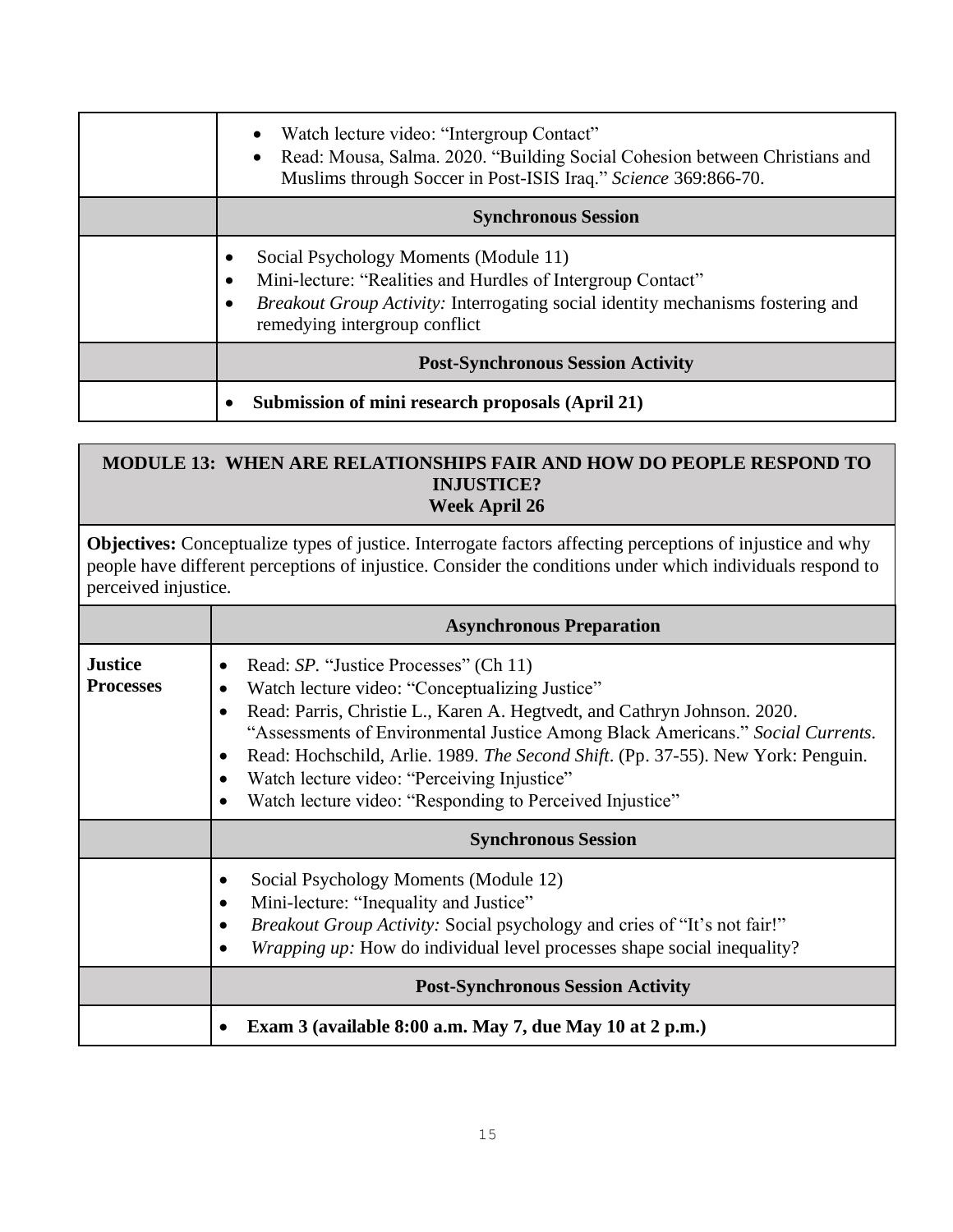| | |
|---|---|
| | • Watch lecture video: "Intergroup Contact"<br>• Read: Mousa, Salma. 2020. "Building Social Cohesion between Christians and Muslims through Soccer in Post-ISIS Iraq." *Science* 369:866-70. |
| | **Synchronous Session** |
| | • Social Psychology Moments (Module 11)<br>• Mini-lecture: "Realities and Hurdles of Intergroup Contact"<br>• *Breakout Group Activity:* Interrogating social identity mechanisms fostering and remedying intergroup conflict |
| | **Post-Synchronous Session Activity** |
| | • **Submission of mini research proposals (April 21)** |

## MODULE 13: WHEN ARE RELATIONSHIPS FAIR AND HOW DO PEOPLE RESPOND TO INJUSTICE?
### Week April 26

**Objectives:** Conceptualize types of justice. Interrogate factors affecting perceptions of injustice and why people have different perceptions of injustice. Consider the conditions under which individuals respond to perceived injustice.

| | |
|---|---|
| | **Asynchronous Preparation** |
| **Justice Processes** | • Read: *SP*. "Justice Processes" (Ch 11)<br>• Watch lecture video: "Conceptualizing Justice"<br>• Read: Parris, Christie L., Karen A. Hegtvedt, and Cathryn Johnson. 2020. "Assessments of Environmental Justice Among Black Americans." *Social Currents.*<br>• Read: Hochschild, Arlie. 1989. *The Second Shift*. (Pp. 37-55). New York: Penguin.<br>• Watch lecture video: "Perceiving Injustice"<br>• Watch lecture video: "Responding to Perceived Injustice" |
| | **Synchronous Session** |
| | • Social Psychology Moments (Module 12)<br>• Mini-lecture: "Inequality and Justice"<br>• *Breakout Group Activity:* Social psychology and cries of "It's not fair!"<br>• *Wrapping up:* How do individual level processes shape social inequality? |
| | **Post-Synchronous Session Activity** |
| | • **Exam 3 (available 8:00 a.m. May 7, due May 10 at 2 p.m.)** |